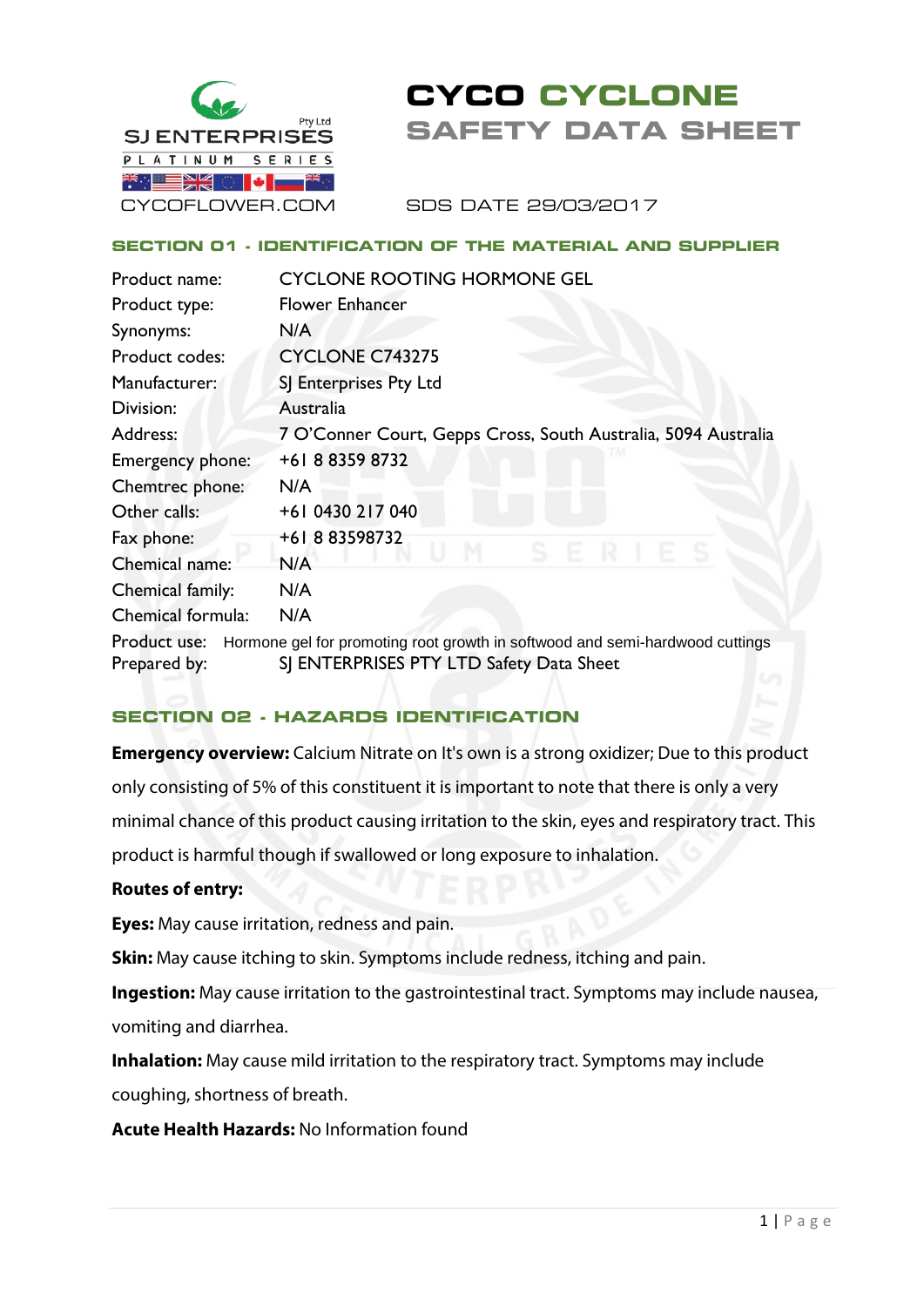SJ ENTERPRISES Pty Ltd

PLATINUM SERIES

CYCOFLOWER.COM

# CYCO CYCLONE SAFETY DATA SHEET

SDS DATE 29/03/2017

## SECTION 01 - IDENTIFICATION OF THE MATERIAL AND SUPPLIER

| | |
|---|---|
| Product name: | CYCLONE ROOTING HORMONE GEL |
| Product type: | Flower Enhancer |
| Synonyms: | N/A |
| Product codes: | CYCLONE C743275 |
| Manufacturer: | SJ Enterprises Pty Ltd |
| Division: | Australia |
| Address: | 7 O'Conner Court, Gepps Cross, South Australia, 5094 Australia |
| Emergency phone: | +61 8 8359 8732 |
| Chemtrec phone: | N/A |
| Other calls: | +61 0430 217 040 |
| Fax phone: | +61 8 83598732 |
| Chemical name: | N/A |
| Chemical family: | N/A |
| Chemical formula: | N/A |
| Product use: | Hormone gel for promoting root growth in softwood and semi-hardwood cuttings |
| Prepared by: | SJ ENTERPRISES PTY LTD Safety Data Sheet |

## SECTION 02 - HAZARDS IDENTIFICATION

**Emergency overview:** Calcium Nitrate on It's own is a strong oxidizer; Due to this product only consisting of 5% of this constituent it is important to note that there is only a very minimal chance of this product causing irritation to the skin, eyes and respiratory tract. This product is harmful though if swallowed or long exposure to inhalation.

**Routes of entry:**

**Eyes:** May cause irritation, redness and pain.

**Skin:** May cause itching to skin. Symptoms include redness, itching and pain.

**Ingestion:** May cause irritation to the gastrointestinal tract. Symptoms may include nausea, vomiting and diarrhea.

**Inhalation:** May cause mild irritation to the respiratory tract. Symptoms may include coughing, shortness of breath.

**Acute Health Hazards:** No Information found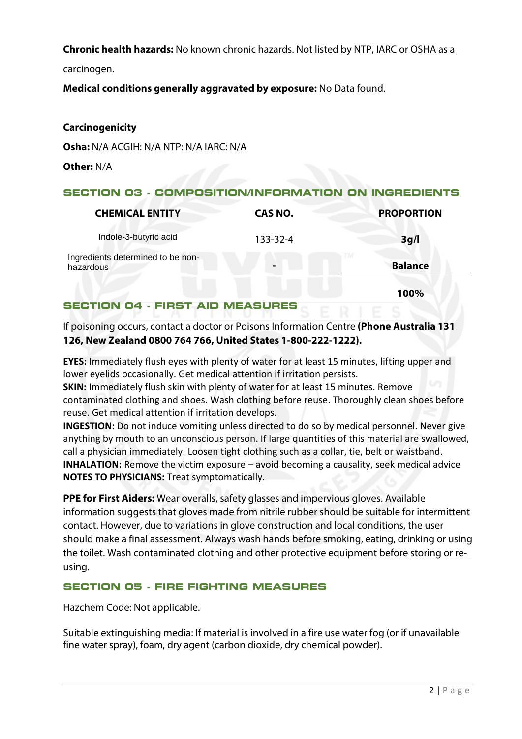**Chronic health hazards:** No known chronic hazards. Not listed by NTP, IARC or OSHA as a carcinogen.

**Medical conditions generally aggravated by exposure:** No Data found.

**Carcinogenicity**

**Osha:** N/A ACGIH: N/A NTP: N/A IARC: N/A

**Other:** N/A

## SECTION 03 - COMPOSITION/INFORMATION ON INGREDIENTS

| CHEMICAL ENTITY | CAS NO. | PROPORTION |
|---|---|---|
| Indole-3-butyric acid | 133-32-4 | 3g/l |
| Ingredients determined to be non-hazardous | - | Balance |
| | | 100% |

## SECTION 04 - FIRST AID MEASURES

If poisoning occurs, contact a doctor or Poisons Information Centre **(Phone Australia 131 126, New Zealand 0800 764 766, United States 1-800-222-1222).**

**EYES:** Immediately flush eyes with plenty of water for at least 15 minutes, lifting upper and lower eyelids occasionally. Get medical attention if irritation persists.
**SKIN:** Immediately flush skin with plenty of water for at least 15 minutes. Remove contaminated clothing and shoes. Wash clothing before reuse. Thoroughly clean shoes before reuse. Get medical attention if irritation develops.
**INGESTION:** Do not induce vomiting unless directed to do so by medical personnel. Never give anything by mouth to an unconscious person. If large quantities of this material are swallowed, call a physician immediately. Loosen tight clothing such as a collar, tie, belt or waistband.
**INHALATION:** Remove the victim exposure – avoid becoming a causality, seek medical advice
**NOTES TO PHYSICIANS:** Treat symptomatically.

**PPE for First Aiders:** Wear overalls, safety glasses and impervious gloves. Available information suggests that gloves made from nitrile rubber should be suitable for intermittent contact. However, due to variations in glove construction and local conditions, the user should make a final assessment. Always wash hands before smoking, eating, drinking or using the toilet. Wash contaminated clothing and other protective equipment before storing or re-using.

## SECTION 05 - FIRE FIGHTING MEASURES

Hazchem Code: Not applicable.

Suitable extinguishing media: If material is involved in a fire use water fog (or if unavailable fine water spray), foam, dry agent (carbon dioxide, dry chemical powder).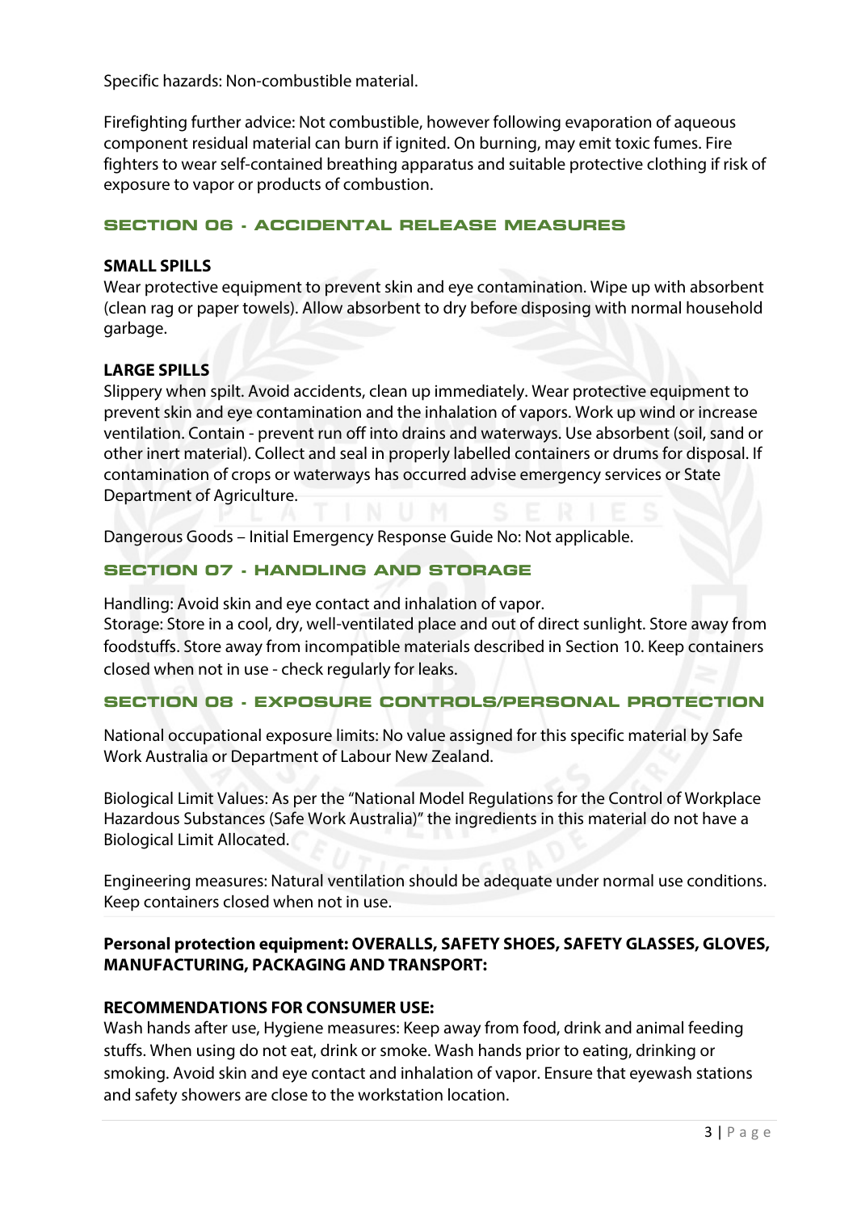Specific hazards: Non-combustible material.

Firefighting further advice: Not combustible, however following evaporation of aqueous component residual material can burn if ignited. On burning, may emit toxic fumes. Fire fighters to wear self-contained breathing apparatus and suitable protective clothing if risk of exposure to vapor or products of combustion.

## SECTION 06 - ACCIDENTAL RELEASE MEASURES

**SMALL SPILLS**
Wear protective equipment to prevent skin and eye contamination. Wipe up with absorbent (clean rag or paper towels). Allow absorbent to dry before disposing with normal household garbage.

**LARGE SPILLS**
Slippery when spilt. Avoid accidents, clean up immediately. Wear protective equipment to prevent skin and eye contamination and the inhalation of vapors. Work up wind or increase ventilation. Contain - prevent run off into drains and waterways. Use absorbent (soil, sand or other inert material). Collect and seal in properly labelled containers or drums for disposal. If contamination of crops or waterways has occurred advise emergency services or State Department of Agriculture.

Dangerous Goods – Initial Emergency Response Guide No: Not applicable.

## SECTION 07 - HANDLING AND STORAGE

Handling: Avoid skin and eye contact and inhalation of vapor.
Storage: Store in a cool, dry, well-ventilated place and out of direct sunlight. Store away from foodstuffs. Store away from incompatible materials described in Section 10. Keep containers closed when not in use - check regularly for leaks.

## SECTION 08 - EXPOSURE CONTROLS/PERSONAL PROTECTION

National occupational exposure limits: No value assigned for this specific material by Safe Work Australia or Department of Labour New Zealand.

Biological Limit Values: As per the "National Model Regulations for the Control of Workplace Hazardous Substances (Safe Work Australia)" the ingredients in this material do not have a Biological Limit Allocated.

Engineering measures: Natural ventilation should be adequate under normal use conditions. Keep containers closed when not in use.

**Personal protection equipment: OVERALLS, SAFETY SHOES, SAFETY GLASSES, GLOVES, MANUFACTURING, PACKAGING AND TRANSPORT:**

**RECOMMENDATIONS FOR CONSUMER USE:**
Wash hands after use, Hygiene measures: Keep away from food, drink and animal feeding stuffs. When using do not eat, drink or smoke. Wash hands prior to eating, drinking or smoking. Avoid skin and eye contact and inhalation of vapor. Ensure that eyewash stations and safety showers are close to the workstation location.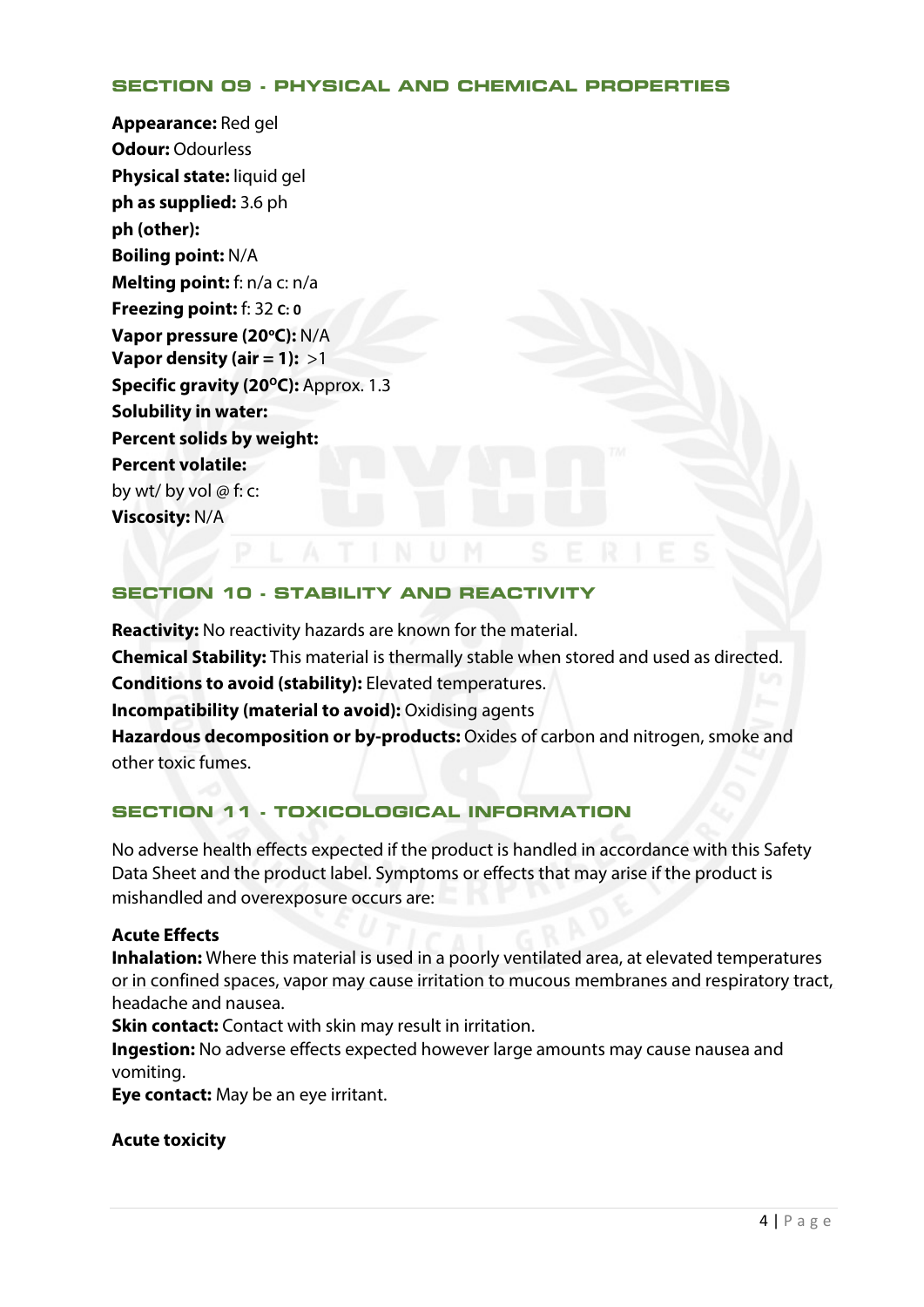## SECTION 09 - PHYSICAL AND CHEMICAL PROPERTIES

**Appearance:** Red gel
**Odour:** Odourless
**Physical state:** liquid gel
**ph as supplied:** 3.6 ph
**ph (other):**
**Boiling point:** N/A
**Melting point:** f: n/a c: n/a
**Freezing point:** f: 32 **c: 0**
**Vapor pressure (20ºC):** N/A
**Vapor density (air = 1):** >1
**Specific gravity (20ºC):** Approx. 1.3
**Solubility in water:**
**Percent solids by weight:**
**Percent volatile:**
by wt/ by vol @ f: c:
**Viscosity:** N/A

## SECTION 10 - STABILITY AND REACTIVITY

**Reactivity:** No reactivity hazards are known for the material.
**Chemical Stability:** This material is thermally stable when stored and used as directed.
**Conditions to avoid (stability):** Elevated temperatures.
**Incompatibility (material to avoid):** Oxidising agents
**Hazardous decomposition or by-products:** Oxides of carbon and nitrogen, smoke and other toxic fumes.

## SECTION 11 - TOXICOLOGICAL INFORMATION

No adverse health effects expected if the product is handled in accordance with this Safety Data Sheet and the product label. Symptoms or effects that may arise if the product is mishandled and overexposure occurs are:

**Acute Effects**
**Inhalation:** Where this material is used in a poorly ventilated area, at elevated temperatures or in confined spaces, vapor may cause irritation to mucous membranes and respiratory tract, headache and nausea.
**Skin contact:** Contact with skin may result in irritation.
**Ingestion:** No adverse effects expected however large amounts may cause nausea and vomiting.
**Eye contact:** May be an eye irritant.

**Acute toxicity**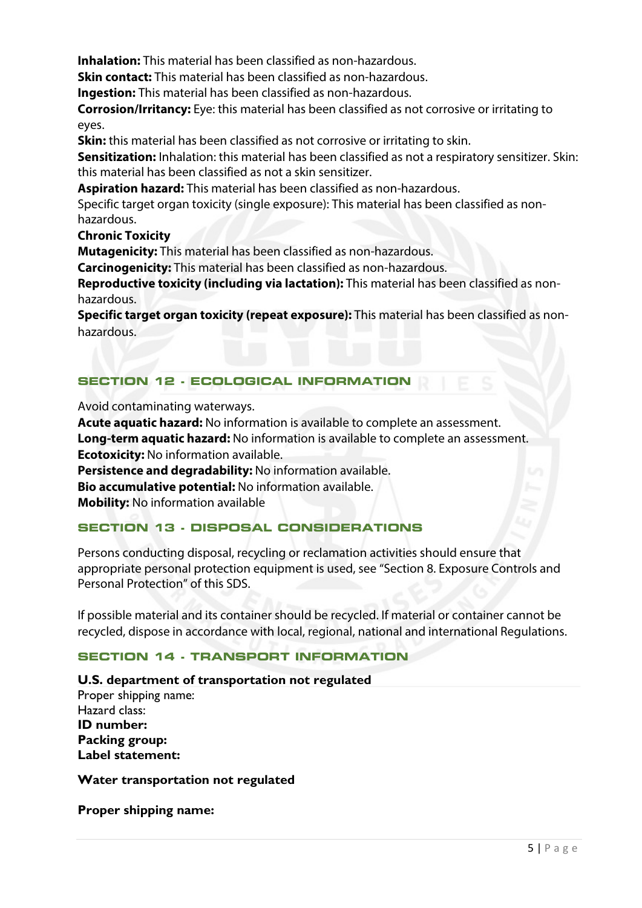**Inhalation:** This material has been classified as non-hazardous.
**Skin contact:** This material has been classified as non-hazardous.
**Ingestion:** This material has been classified as non-hazardous.
**Corrosion/Irritancy:** Eye: this material has been classified as not corrosive or irritating to eyes.
**Skin:** this material has been classified as not corrosive or irritating to skin.
**Sensitization:** Inhalation: this material has been classified as not a respiratory sensitizer. Skin: this material has been classified as not a skin sensitizer.
**Aspiration hazard:** This material has been classified as non-hazardous.
Specific target organ toxicity (single exposure): This material has been classified as non-hazardous.
**Chronic Toxicity**
**Mutagenicity:** This material has been classified as non-hazardous.
**Carcinogenicity:** This material has been classified as non-hazardous.
**Reproductive toxicity (including via lactation):** This material has been classified as non-hazardous.
**Specific target organ toxicity (repeat exposure):** This material has been classified as non-hazardous.

## SECTION 12 - ECOLOGICAL INFORMATION

Avoid contaminating waterways.
**Acute aquatic hazard:** No information is available to complete an assessment.
**Long-term aquatic hazard:** No information is available to complete an assessment.
**Ecotoxicity:** No information available.
**Persistence and degradability:** No information available.
**Bio accumulative potential:** No information available.
**Mobility:** No information available

## SECTION 13 - DISPOSAL CONSIDERATIONS

Persons conducting disposal, recycling or reclamation activities should ensure that appropriate personal protection equipment is used, see "Section 8. Exposure Controls and Personal Protection" of this SDS.

If possible material and its container should be recycled. If material or container cannot be recycled, dispose in accordance with local, regional, national and international Regulations.

## SECTION 14 - TRANSPORT INFORMATION

**U.S. department of transportation not regulated**
Proper shipping name:
Hazard class:
**ID number:**
**Packing group:**
**Label statement:**

**Water transportation not regulated**

**Proper shipping name:**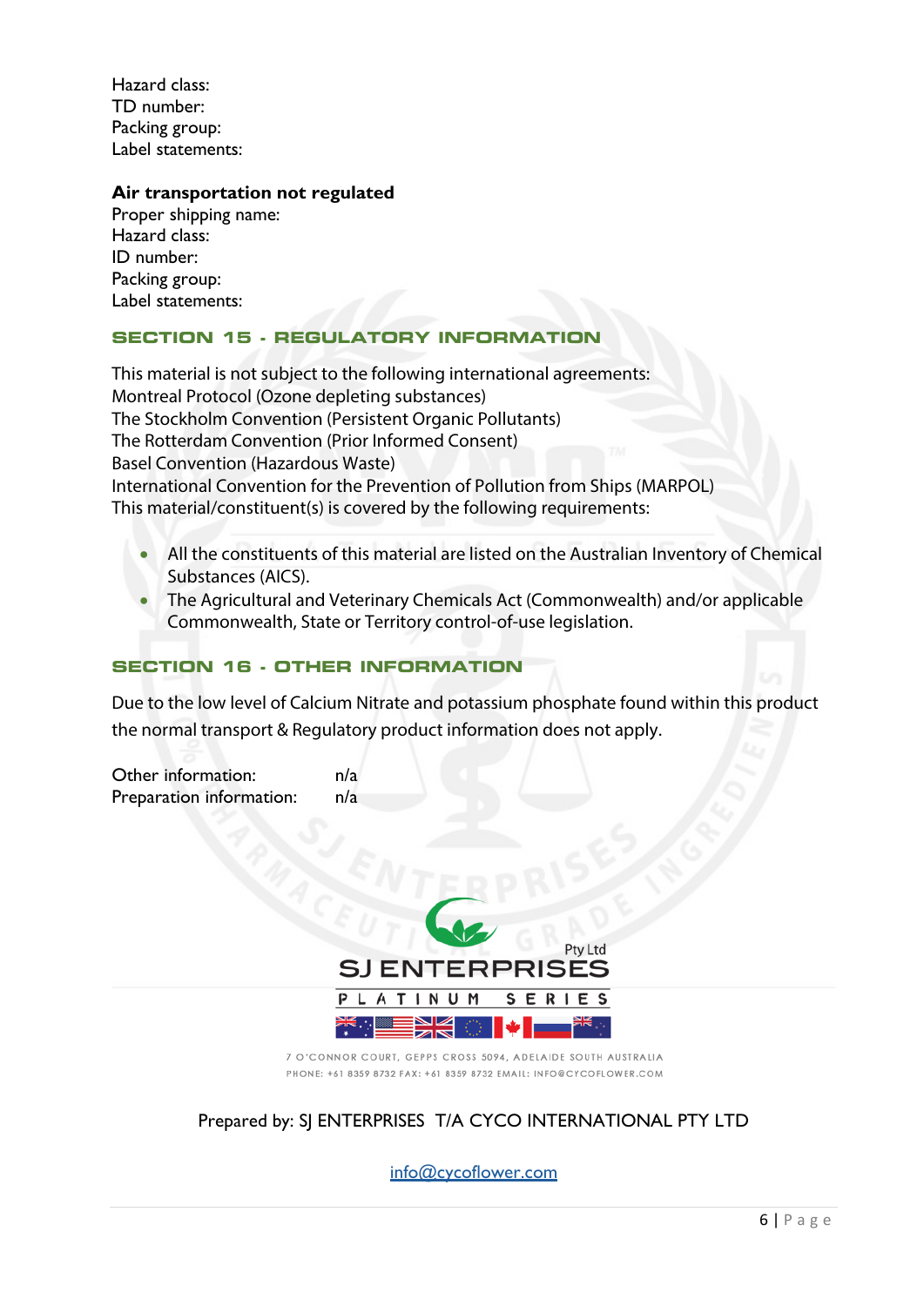Hazard class:
TD number:
Packing group:
Label statements:

**Air transportation not regulated**
Proper shipping name:
Hazard class:
ID number:
Packing group:
Label statements:

## SECTION 15 - REGULATORY INFORMATION

This material is not subject to the following international agreements:
Montreal Protocol (Ozone depleting substances)
The Stockholm Convention (Persistent Organic Pollutants)
The Rotterdam Convention (Prior Informed Consent)
Basel Convention (Hazardous Waste)
International Convention for the Prevention of Pollution from Ships (MARPOL)
This material/constituent(s) is covered by the following requirements:

- All the constituents of this material are listed on the Australian Inventory of Chemical Substances (AICS).
- The Agricultural and Veterinary Chemicals Act (Commonwealth) and/or applicable Commonwealth, State or Territory control-of-use legislation.

## SECTION 16 - OTHER INFORMATION

Due to the low level of Calcium Nitrate and potassium phosphate found within this product the normal transport & Regulatory product information does not apply.

Other information: n/a
Preparation information: n/a

SJ ENTERPRISES Pty Ltd
PLATINUM SERIES

7 O'CONNOR COURT, GEPPS CROSS 5094, ADELAIDE SOUTH AUSTRALIA
PHONE: +61 8359 8732 FAX: +61 8359 8732 EMAIL: INFO@CYCOFLOWER.COM

Prepared by: SJ ENTERPRISES T/A CYCO INTERNATIONAL PTY LTD

info@cycoflower.com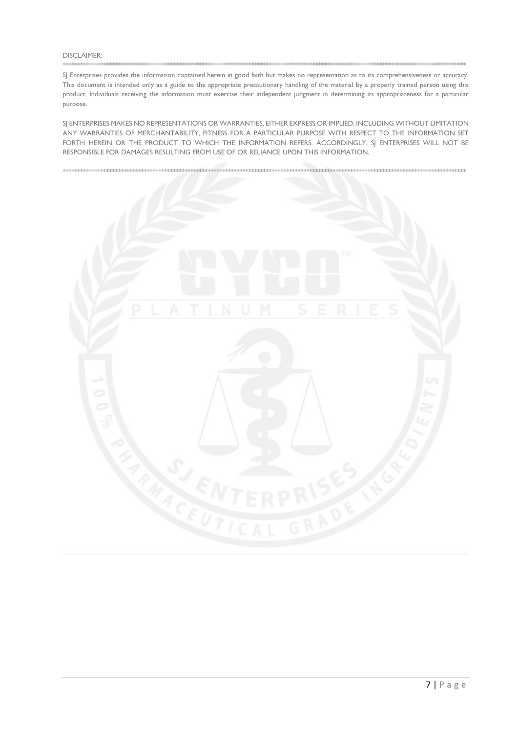DISCLAIMER:

SJ Enterprises provides the information contained herein in good faith but makes no representation as to its comprehensiveness or accuracy. This document is intended only as a guide to the appropriate precautionary handling of the material by a properly trained person using this product. Individuals receiving the information must exercise their independent judgment in determining its appropriateness for a particular purpose.

SJ ENTERPRISES MAKES NO REPRESENTATIONS OR WARRANTIES, EITHER EXPRESS OR IMPLIED, INCLUDING WITHOUT LIMITATION ANY WARRANTIES OF MERCHANTABILITY, FITNESS FOR A PARTICULAR PURPOSE WITH RESPECT TO THE INFORMATION SET FORTH HEREIN OR THE PRODUCT TO WHICH THE INFORMATION REFERS. ACCORDINGLY, SJ ENTERPRISES WILL NOT BE RESPONSIBLE FOR DAMAGES RESULTING FROM USE OF OR RELIANCE UPON THIS INFORMATION.